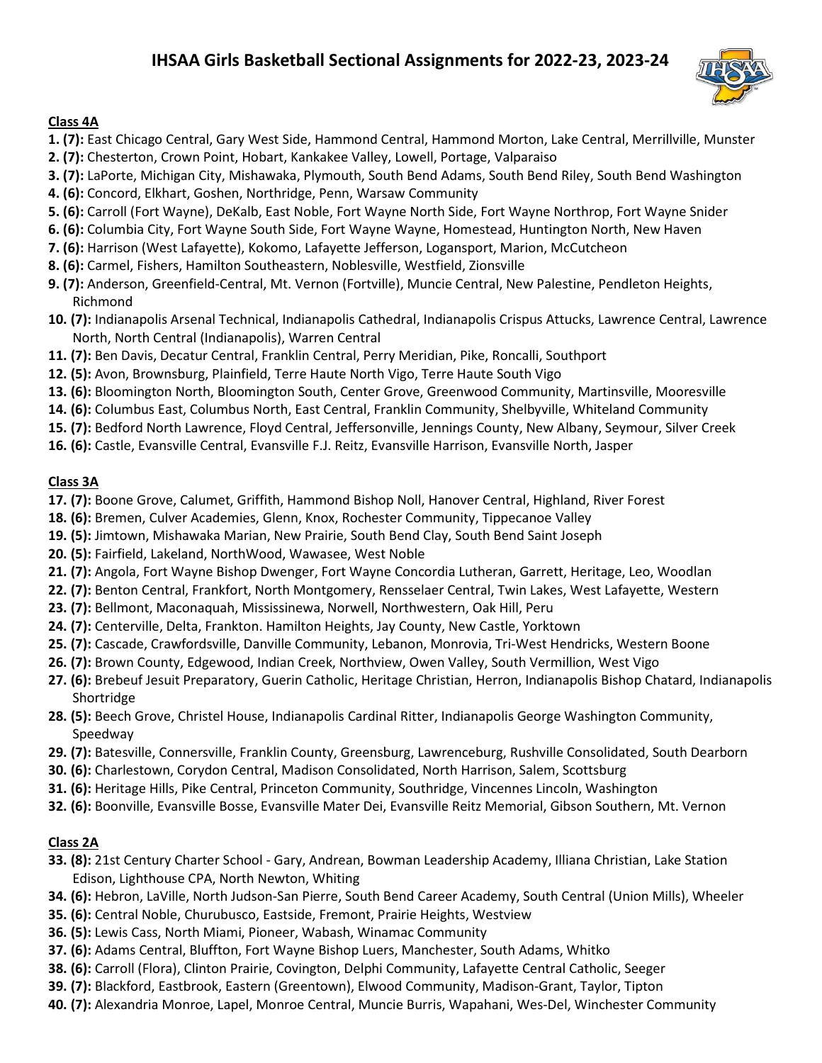# IHSAA Girls Basketball Sectional Assignments for 2022-23, 2023-24

## Class 4A

**1. (7):** East Chicago Central, Gary West Side, Hammond Central, Hammond Morton, Lake Central, Merrillville, Munster
**2. (7):** Chesterton, Crown Point, Hobart, Kankakee Valley, Lowell, Portage, Valparaiso
**3. (7):** LaPorte, Michigan City, Mishawaka, Plymouth, South Bend Adams, South Bend Riley, South Bend Washington
**4. (6):** Concord, Elkhart, Goshen, Northridge, Penn, Warsaw Community
**5. (6):** Carroll (Fort Wayne), DeKalb, East Noble, Fort Wayne North Side, Fort Wayne Northrop, Fort Wayne Snider
**6. (6):** Columbia City, Fort Wayne South Side, Fort Wayne Wayne, Homestead, Huntington North, New Haven
**7. (6):** Harrison (West Lafayette), Kokomo, Lafayette Jefferson, Logansport, Marion, McCutcheon
**8. (6):** Carmel, Fishers, Hamilton Southeastern, Noblesville, Westfield, Zionsville
**9. (7):** Anderson, Greenfield-Central, Mt. Vernon (Fortville), Muncie Central, New Palestine, Pendleton Heights, Richmond
**10. (7):** Indianapolis Arsenal Technical, Indianapolis Cathedral, Indianapolis Crispus Attucks, Lawrence Central, Lawrence North, North Central (Indianapolis), Warren Central
**11. (7):** Ben Davis, Decatur Central, Franklin Central, Perry Meridian, Pike, Roncalli, Southport
**12. (5):** Avon, Brownsburg, Plainfield, Terre Haute North Vigo, Terre Haute South Vigo
**13. (6):** Bloomington North, Bloomington South, Center Grove, Greenwood Community, Martinsville, Mooresville
**14. (6):** Columbus East, Columbus North, East Central, Franklin Community, Shelbyville, Whiteland Community
**15. (7):** Bedford North Lawrence, Floyd Central, Jeffersonville, Jennings County, New Albany, Seymour, Silver Creek
**16. (6):** Castle, Evansville Central, Evansville F.J. Reitz, Evansville Harrison, Evansville North, Jasper

## Class 3A

**17. (7):** Boone Grove, Calumet, Griffith, Hammond Bishop Noll, Hanover Central, Highland, River Forest
**18. (6):** Bremen, Culver Academies, Glenn, Knox, Rochester Community, Tippecanoe Valley
**19. (5):** Jimtown, Mishawaka Marian, New Prairie, South Bend Clay, South Bend Saint Joseph
**20. (5):** Fairfield, Lakeland, NorthWood, Wawasee, West Noble
**21. (7):** Angola, Fort Wayne Bishop Dwenger, Fort Wayne Concordia Lutheran, Garrett, Heritage, Leo, Woodlan
**22. (7):** Benton Central, Frankfort, North Montgomery, Rensselaer Central, Twin Lakes, West Lafayette, Western
**23. (7):** Bellmont, Maconaquah, Mississinewa, Norwell, Northwestern, Oak Hill, Peru
**24. (7):** Centerville, Delta, Frankton. Hamilton Heights, Jay County, New Castle, Yorktown
**25. (7):** Cascade, Crawfordsville, Danville Community, Lebanon, Monrovia, Tri-West Hendricks, Western Boone
**26. (7):** Brown County, Edgewood, Indian Creek, Northview, Owen Valley, South Vermillion, West Vigo
**27. (6):** Brebeuf Jesuit Preparatory, Guerin Catholic, Heritage Christian, Herron, Indianapolis Bishop Chatard, Indianapolis Shortridge
**28. (5):** Beech Grove, Christel House, Indianapolis Cardinal Ritter, Indianapolis George Washington Community, Speedway
**29. (7):** Batesville, Connersville, Franklin County, Greensburg, Lawrenceburg, Rushville Consolidated, South Dearborn
**30. (6):** Charlestown, Corydon Central, Madison Consolidated, North Harrison, Salem, Scottsburg
**31. (6):** Heritage Hills, Pike Central, Princeton Community, Southridge, Vincennes Lincoln, Washington
**32. (6):** Boonville, Evansville Bosse, Evansville Mater Dei, Evansville Reitz Memorial, Gibson Southern, Mt. Vernon

## Class 2A

**33. (8):** 21st Century Charter School - Gary, Andrean, Bowman Leadership Academy, Illiana Christian, Lake Station Edison, Lighthouse CPA, North Newton, Whiting
**34. (6):** Hebron, LaVille, North Judson-San Pierre, South Bend Career Academy, South Central (Union Mills), Wheeler
**35. (6):** Central Noble, Churubusco, Eastside, Fremont, Prairie Heights, Westview
**36. (5):** Lewis Cass, North Miami, Pioneer, Wabash, Winamac Community
**37. (6):** Adams Central, Bluffton, Fort Wayne Bishop Luers, Manchester, South Adams, Whitko
**38. (6):** Carroll (Flora), Clinton Prairie, Covington, Delphi Community, Lafayette Central Catholic, Seeger
**39. (7):** Blackford, Eastbrook, Eastern (Greentown), Elwood Community, Madison-Grant, Taylor, Tipton
**40. (7):** Alexandria Monroe, Lapel, Monroe Central, Muncie Burris, Wapahani, Wes-Del, Winchester Community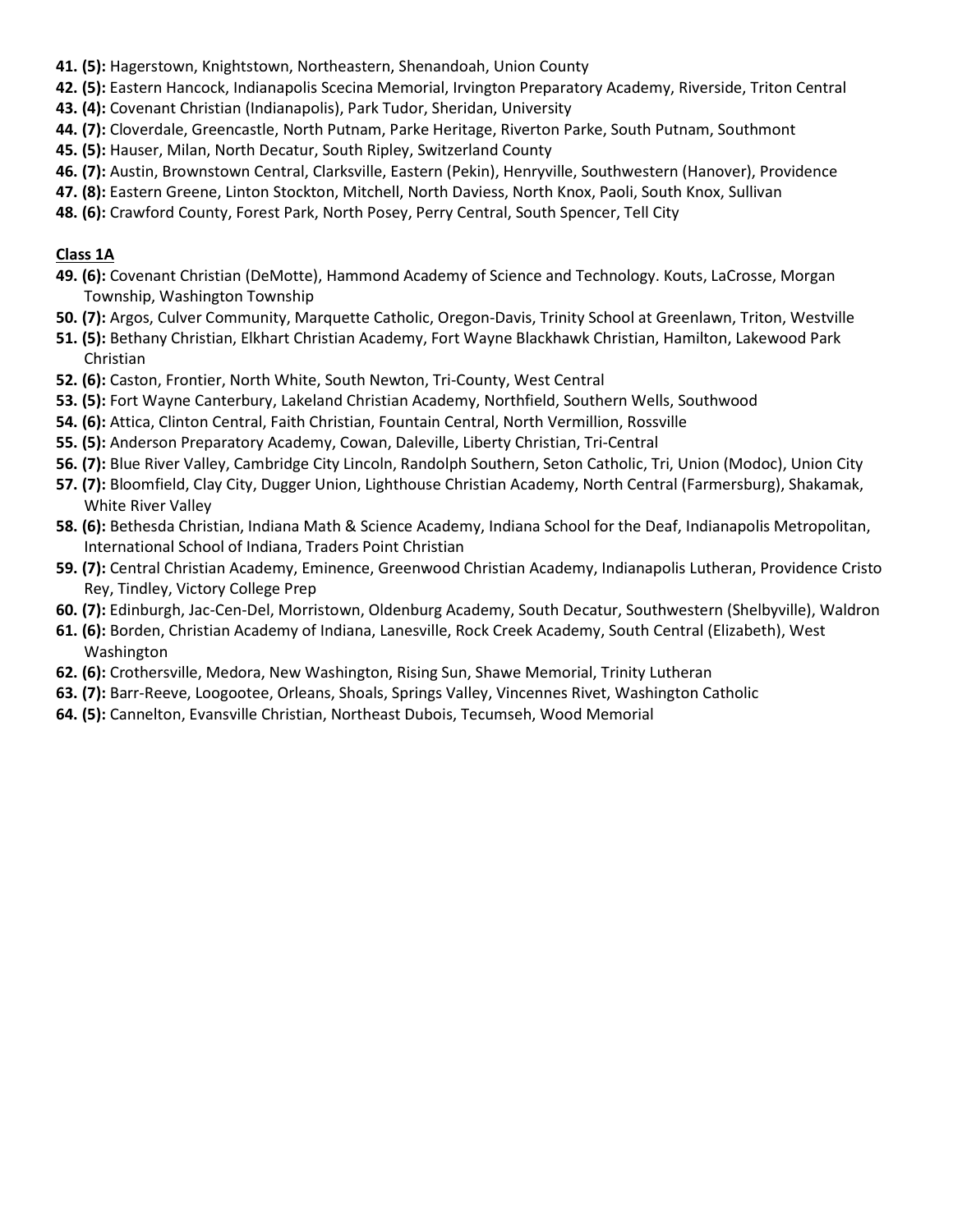**41. (5):** Hagerstown, Knightstown, Northeastern, Shenandoah, Union County
**42. (5):** Eastern Hancock, Indianapolis Scecina Memorial, Irvington Preparatory Academy, Riverside, Triton Central
**43. (4):** Covenant Christian (Indianapolis), Park Tudor, Sheridan, University
**44. (7):** Cloverdale, Greencastle, North Putnam, Parke Heritage, Riverton Parke, South Putnam, Southmont
**45. (5):** Hauser, Milan, North Decatur, South Ripley, Switzerland County
**46. (7):** Austin, Brownstown Central, Clarksville, Eastern (Pekin), Henryville, Southwestern (Hanover), Providence
**47. (8):** Eastern Greene, Linton Stockton, Mitchell, North Daviess, North Knox, Paoli, South Knox, Sullivan
**48. (6):** Crawford County, Forest Park, North Posey, Perry Central, South Spencer, Tell City

**Class 1A**

**49. (6):** Covenant Christian (DeMotte), Hammond Academy of Science and Technology. Kouts, LaCrosse, Morgan Township, Washington Township
**50. (7):** Argos, Culver Community, Marquette Catholic, Oregon-Davis, Trinity School at Greenlawn, Triton, Westville
**51. (5):** Bethany Christian, Elkhart Christian Academy, Fort Wayne Blackhawk Christian, Hamilton, Lakewood Park Christian
**52. (6):** Caston, Frontier, North White, South Newton, Tri-County, West Central
**53. (5):** Fort Wayne Canterbury, Lakeland Christian Academy, Northfield, Southern Wells, Southwood
**54. (6):** Attica, Clinton Central, Faith Christian, Fountain Central, North Vermillion, Rossville
**55. (5):** Anderson Preparatory Academy, Cowan, Daleville, Liberty Christian, Tri-Central
**56. (7):** Blue River Valley, Cambridge City Lincoln, Randolph Southern, Seton Catholic, Tri, Union (Modoc), Union City
**57. (7):** Bloomfield, Clay City, Dugger Union, Lighthouse Christian Academy, North Central (Farmersburg), Shakamak, White River Valley
**58. (6):** Bethesda Christian, Indiana Math & Science Academy, Indiana School for the Deaf, Indianapolis Metropolitan, International School of Indiana, Traders Point Christian
**59. (7):** Central Christian Academy, Eminence, Greenwood Christian Academy, Indianapolis Lutheran, Providence Cristo Rey, Tindley, Victory College Prep
**60. (7):** Edinburgh, Jac-Cen-Del, Morristown, Oldenburg Academy, South Decatur, Southwestern (Shelbyville), Waldron
**61. (6):** Borden, Christian Academy of Indiana, Lanesville, Rock Creek Academy, South Central (Elizabeth), West Washington
**62. (6):** Crothersville, Medora, New Washington, Rising Sun, Shawe Memorial, Trinity Lutheran
**63. (7):** Barr-Reeve, Loogootee, Orleans, Shoals, Springs Valley, Vincennes Rivet, Washington Catholic
**64. (5):** Cannelton, Evansville Christian, Northeast Dubois, Tecumseh, Wood Memorial